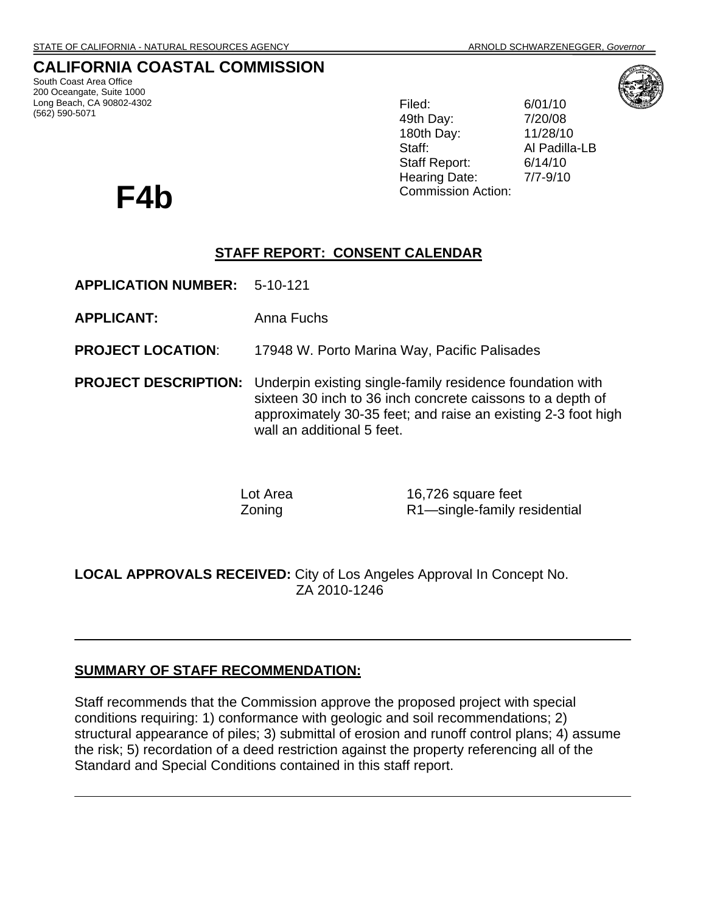STATE OF CALIFORNIA - NATURAL RESOURCES AGENCY ARNOLD SCHWARZENEGGER, *Governor*

# CALIFORNIA COASTAL COMMISSION

South Coast Area Office
200 Oceangate, Suite 1000
Long Beach, CA 90802-4302
(562) 590-5071

| | |
|---|---|
| Filed: | 6/01/10 |
| 49th Day: | 7/20/08 |
| 180th Day: | 11/28/10 |
| Staff: | Al Padilla-LB |
| Staff Report: | 6/14/10 |
| Hearing Date: | 7/7-9/10 |
| Commission Action: | |

# F4b

## STAFF REPORT: CONSENT CALENDAR

**APPLICATION NUMBER:** 5-10-121

**APPLICANT:** Anna Fuchs

**PROJECT LOCATION**: 17948 W. Porto Marina Way, Pacific Palisades

**PROJECT DESCRIPTION:** Underpin existing single-family residence foundation with sixteen 30 inch to 36 inch concrete caissons to a depth of approximately 30-35 feet; and raise an existing 2-3 foot high wall an additional 5 feet.

| | |
|---|---|
| Lot Area | 16,726 square feet |
| Zoning | R1—single-family residential |

**LOCAL APPROVALS RECEIVED:** City of Los Angeles Approval In Concept No. ZA 2010-1246

---

## SUMMARY OF STAFF RECOMMENDATION:

Staff recommends that the Commission approve the proposed project with special conditions requiring: 1) conformance with geologic and soil recommendations; 2) structural appearance of piles; 3) submittal of erosion and runoff control plans; 4) assume the risk; 5) recordation of a deed restriction against the property referencing all of the Standard and Special Conditions contained in this staff report.

---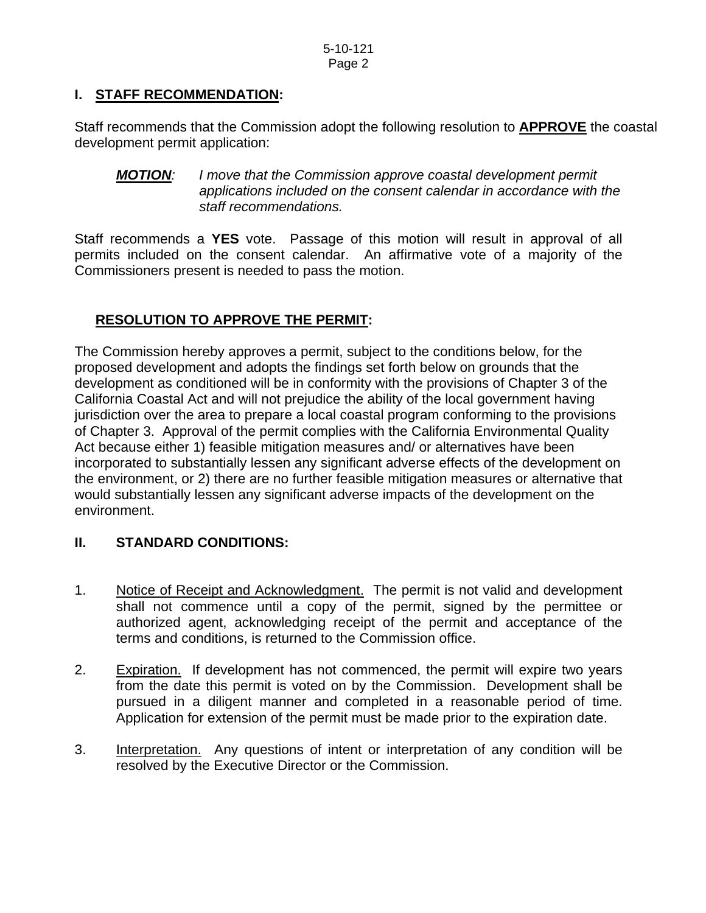## I. STAFF RECOMMENDATION:

Staff recommends that the Commission adopt the following resolution to **APPROVE** the coastal development permit application:

***MOTION**: I move that the Commission approve coastal development permit applications included on the consent calendar in accordance with the staff recommendations.*

Staff recommends a **YES** vote. Passage of this motion will result in approval of all permits included on the consent calendar. An affirmative vote of a majority of the Commissioners present is needed to pass the motion.

### RESOLUTION TO APPROVE THE PERMIT:

The Commission hereby approves a permit, subject to the conditions below, for the proposed development and adopts the findings set forth below on grounds that the development as conditioned will be in conformity with the provisions of Chapter 3 of the California Coastal Act and will not prejudice the ability of the local government having jurisdiction over the area to prepare a local coastal program conforming to the provisions of Chapter 3. Approval of the permit complies with the California Environmental Quality Act because either 1) feasible mitigation measures and/ or alternatives have been incorporated to substantially lessen any significant adverse effects of the development on the environment, or 2) there are no further feasible mitigation measures or alternative that would substantially lessen any significant adverse impacts of the development on the environment.

## II. STANDARD CONDITIONS:

1. Notice of Receipt and Acknowledgment. The permit is not valid and development shall not commence until a copy of the permit, signed by the permittee or authorized agent, acknowledging receipt of the permit and acceptance of the terms and conditions, is returned to the Commission office.

2. Expiration. If development has not commenced, the permit will expire two years from the date this permit is voted on by the Commission. Development shall be pursued in a diligent manner and completed in a reasonable period of time. Application for extension of the permit must be made prior to the expiration date.

3. Interpretation. Any questions of intent or interpretation of any condition will be resolved by the Executive Director or the Commission.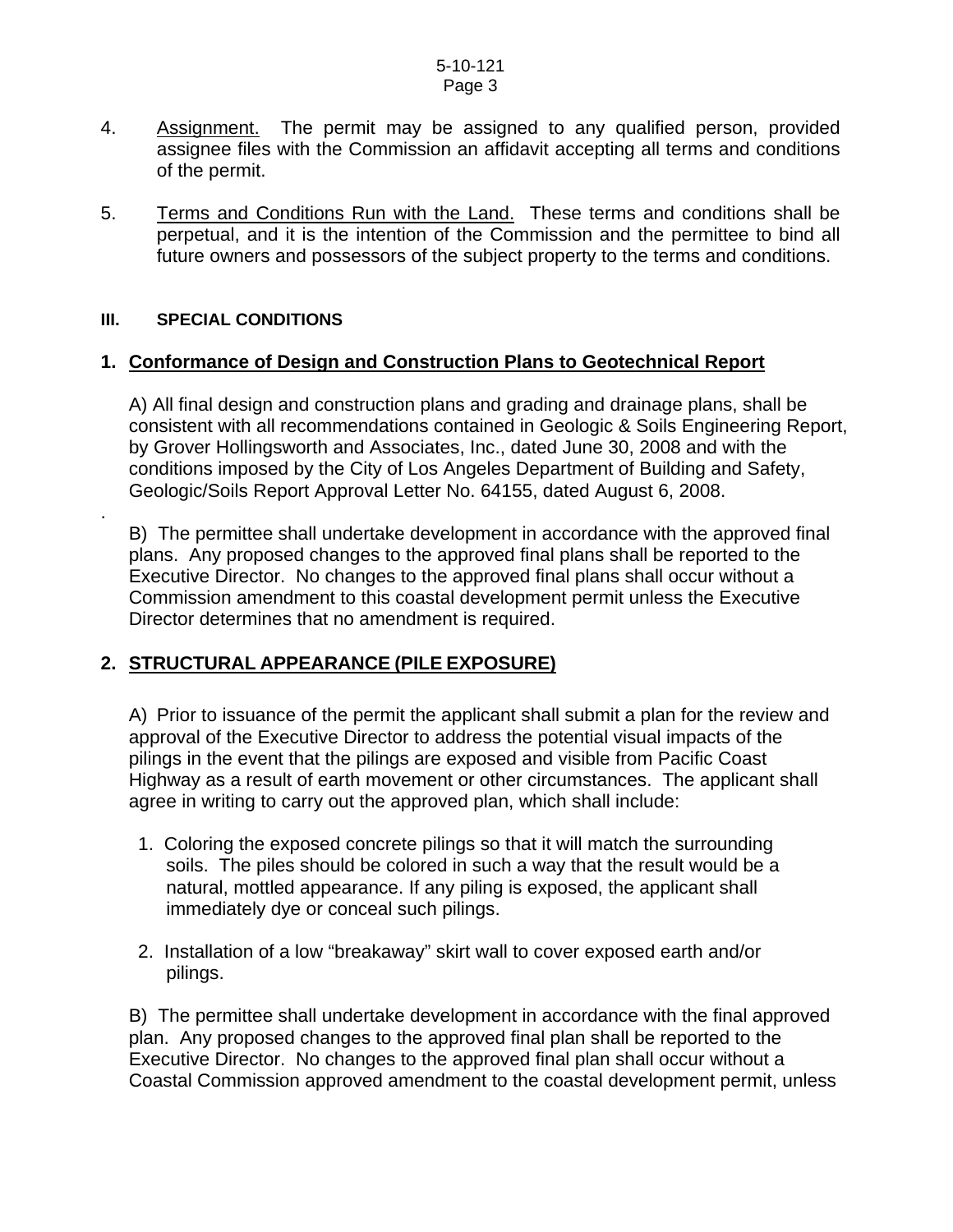4. Assignment. The permit may be assigned to any qualified person, provided assignee files with the Commission an affidavit accepting all terms and conditions of the permit.

5. Terms and Conditions Run with the Land. These terms and conditions shall be perpetual, and it is the intention of the Commission and the permittee to bind all future owners and possessors of the subject property to the terms and conditions.

### III. SPECIAL CONDITIONS

### 1. Conformance of Design and Construction Plans to Geotechnical Report

A) All final design and construction plans and grading and drainage plans, shall be consistent with all recommendations contained in Geologic & Soils Engineering Report, by Grover Hollingsworth and Associates, Inc., dated June 30, 2008 and with the conditions imposed by the City of Los Angeles Department of Building and Safety, Geologic/Soils Report Approval Letter No. 64155, dated August 6, 2008.

.

B) The permittee shall undertake development in accordance with the approved final plans. Any proposed changes to the approved final plans shall be reported to the Executive Director. No changes to the approved final plans shall occur without a Commission amendment to this coastal development permit unless the Executive Director determines that no amendment is required.

### 2. STRUCTURAL APPEARANCE (PILE EXPOSURE)

A) Prior to issuance of the permit the applicant shall submit a plan for the review and approval of the Executive Director to address the potential visual impacts of the pilings in the event that the pilings are exposed and visible from Pacific Coast Highway as a result of earth movement or other circumstances. The applicant shall agree in writing to carry out the approved plan, which shall include:

1. Coloring the exposed concrete pilings so that it will match the surrounding soils. The piles should be colored in such a way that the result would be a natural, mottled appearance. If any piling is exposed, the applicant shall immediately dye or conceal such pilings.

2. Installation of a low "breakaway" skirt wall to cover exposed earth and/or pilings.

B) The permittee shall undertake development in accordance with the final approved plan. Any proposed changes to the approved final plan shall be reported to the Executive Director. No changes to the approved final plan shall occur without a Coastal Commission approved amendment to the coastal development permit, unless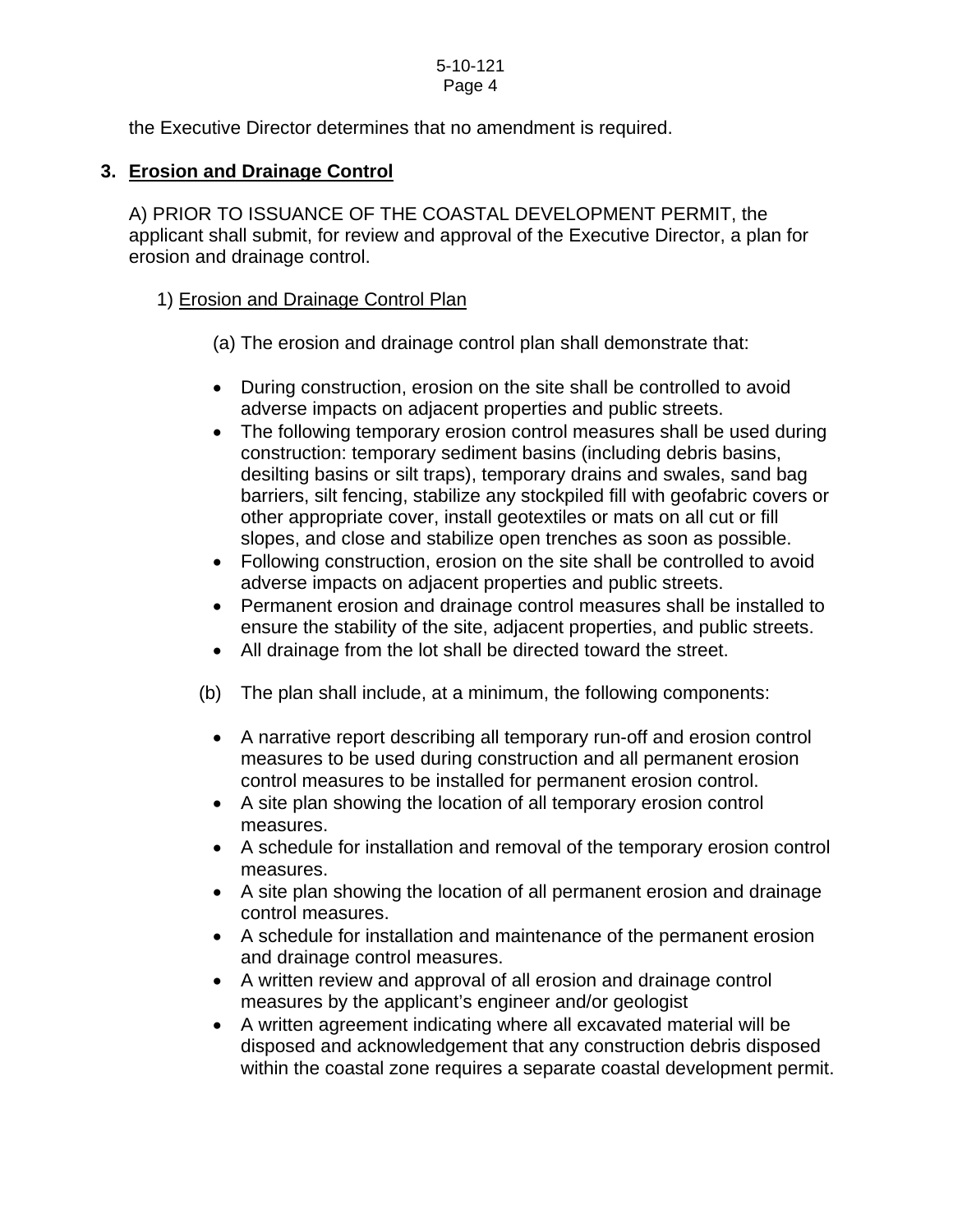the Executive Director determines that no amendment is required.

**3. <u>Erosion and Drainage Control</u>**

A) PRIOR TO ISSUANCE OF THE COASTAL DEVELOPMENT PERMIT, the applicant shall submit, for review and approval of the Executive Director, a plan for erosion and drainage control.

1) <u>Erosion and Drainage Control Plan</u>

(a) The erosion and drainage control plan shall demonstrate that:

- During construction, erosion on the site shall be controlled to avoid adverse impacts on adjacent properties and public streets.
- The following temporary erosion control measures shall be used during construction: temporary sediment basins (including debris basins, desilting basins or silt traps), temporary drains and swales, sand bag barriers, silt fencing, stabilize any stockpiled fill with geofabric covers or other appropriate cover, install geotextiles or mats on all cut or fill slopes, and close and stabilize open trenches as soon as possible.
- Following construction, erosion on the site shall be controlled to avoid adverse impacts on adjacent properties and public streets.
- Permanent erosion and drainage control measures shall be installed to ensure the stability of the site, adjacent properties, and public streets.
- All drainage from the lot shall be directed toward the street.

(b) The plan shall include, at a minimum, the following components:

- A narrative report describing all temporary run-off and erosion control measures to be used during construction and all permanent erosion control measures to be installed for permanent erosion control.
- A site plan showing the location of all temporary erosion control measures.
- A schedule for installation and removal of the temporary erosion control measures.
- A site plan showing the location of all permanent erosion and drainage control measures.
- A schedule for installation and maintenance of the permanent erosion and drainage control measures.
- A written review and approval of all erosion and drainage control measures by the applicant's engineer and/or geologist
- A written agreement indicating where all excavated material will be disposed and acknowledgement that any construction debris disposed within the coastal zone requires a separate coastal development permit.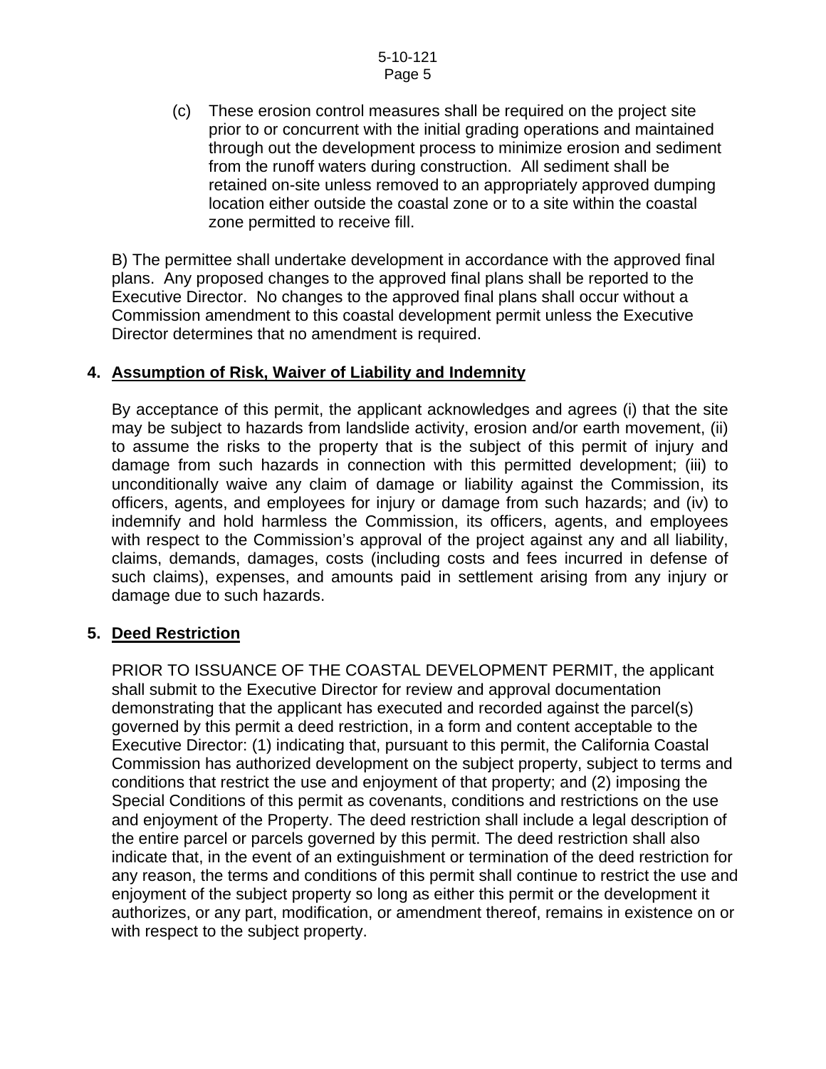(c) These erosion control measures shall be required on the project site prior to or concurrent with the initial grading operations and maintained through out the development process to minimize erosion and sediment from the runoff waters during construction. All sediment shall be retained on-site unless removed to an appropriately approved dumping location either outside the coastal zone or to a site within the coastal zone permitted to receive fill.

B) The permittee shall undertake development in accordance with the approved final plans. Any proposed changes to the approved final plans shall be reported to the Executive Director. No changes to the approved final plans shall occur without a Commission amendment to this coastal development permit unless the Executive Director determines that no amendment is required.

**4. Assumption of Risk, Waiver of Liability and Indemnity**

By acceptance of this permit, the applicant acknowledges and agrees (i) that the site may be subject to hazards from landslide activity, erosion and/or earth movement, (ii) to assume the risks to the property that is the subject of this permit of injury and damage from such hazards in connection with this permitted development; (iii) to unconditionally waive any claim of damage or liability against the Commission, its officers, agents, and employees for injury or damage from such hazards; and (iv) to indemnify and hold harmless the Commission, its officers, agents, and employees with respect to the Commission's approval of the project against any and all liability, claims, demands, damages, costs (including costs and fees incurred in defense of such claims), expenses, and amounts paid in settlement arising from any injury or damage due to such hazards.

**5. Deed Restriction**

PRIOR TO ISSUANCE OF THE COASTAL DEVELOPMENT PERMIT, the applicant shall submit to the Executive Director for review and approval documentation demonstrating that the applicant has executed and recorded against the parcel(s) governed by this permit a deed restriction, in a form and content acceptable to the Executive Director: (1) indicating that, pursuant to this permit, the California Coastal Commission has authorized development on the subject property, subject to terms and conditions that restrict the use and enjoyment of that property; and (2) imposing the Special Conditions of this permit as covenants, conditions and restrictions on the use and enjoyment of the Property. The deed restriction shall include a legal description of the entire parcel or parcels governed by this permit. The deed restriction shall also indicate that, in the event of an extinguishment or termination of the deed restriction for any reason, the terms and conditions of this permit shall continue to restrict the use and enjoyment of the subject property so long as either this permit or the development it authorizes, or any part, modification, or amendment thereof, remains in existence on or with respect to the subject property.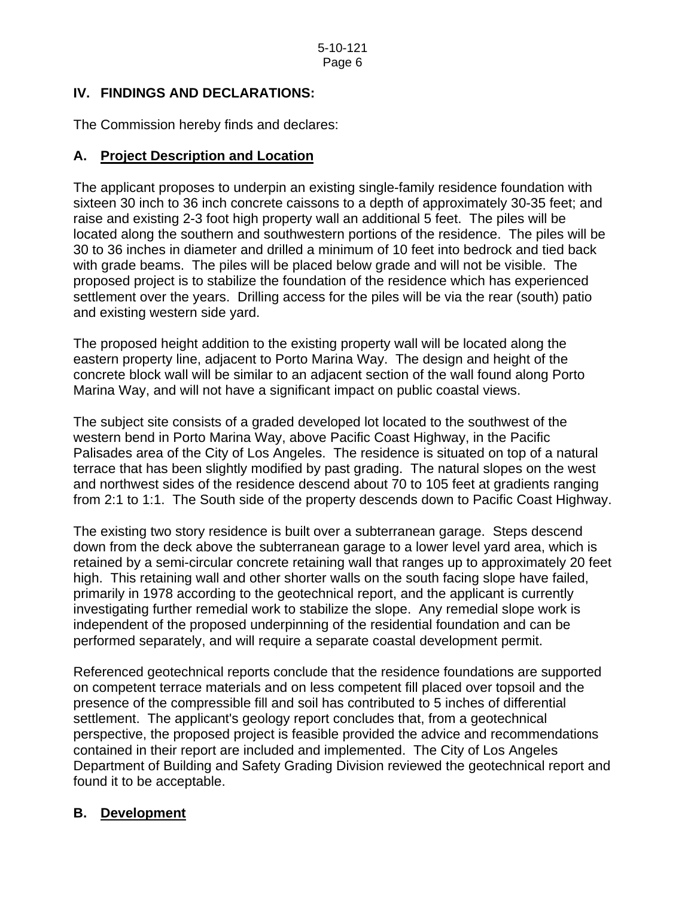## IV. FINDINGS AND DECLARATIONS:

The Commission hereby finds and declares:

### A. Project Description and Location

The applicant proposes to underpin an existing single-family residence foundation with sixteen 30 inch to 36 inch concrete caissons to a depth of approximately 30-35 feet; and raise and existing 2-3 foot high property wall an additional 5 feet. The piles will be located along the southern and southwestern portions of the residence. The piles will be 30 to 36 inches in diameter and drilled a minimum of 10 feet into bedrock and tied back with grade beams. The piles will be placed below grade and will not be visible. The proposed project is to stabilize the foundation of the residence which has experienced settlement over the years. Drilling access for the piles will be via the rear (south) patio and existing western side yard.

The proposed height addition to the existing property wall will be located along the eastern property line, adjacent to Porto Marina Way. The design and height of the concrete block wall will be similar to an adjacent section of the wall found along Porto Marina Way, and will not have a significant impact on public coastal views.

The subject site consists of a graded developed lot located to the southwest of the western bend in Porto Marina Way, above Pacific Coast Highway, in the Pacific Palisades area of the City of Los Angeles. The residence is situated on top of a natural terrace that has been slightly modified by past grading. The natural slopes on the west and northwest sides of the residence descend about 70 to 105 feet at gradients ranging from 2:1 to 1:1. The South side of the property descends down to Pacific Coast Highway.

The existing two story residence is built over a subterranean garage. Steps descend down from the deck above the subterranean garage to a lower level yard area, which is retained by a semi-circular concrete retaining wall that ranges up to approximately 20 feet high. This retaining wall and other shorter walls on the south facing slope have failed, primarily in 1978 according to the geotechnical report, and the applicant is currently investigating further remedial work to stabilize the slope. Any remedial slope work is independent of the proposed underpinning of the residential foundation and can be performed separately, and will require a separate coastal development permit.

Referenced geotechnical reports conclude that the residence foundations are supported on competent terrace materials and on less competent fill placed over topsoil and the presence of the compressible fill and soil has contributed to 5 inches of differential settlement. The applicant's geology report concludes that, from a geotechnical perspective, the proposed project is feasible provided the advice and recommendations contained in their report are included and implemented. The City of Los Angeles Department of Building and Safety Grading Division reviewed the geotechnical report and found it to be acceptable.

### B. Development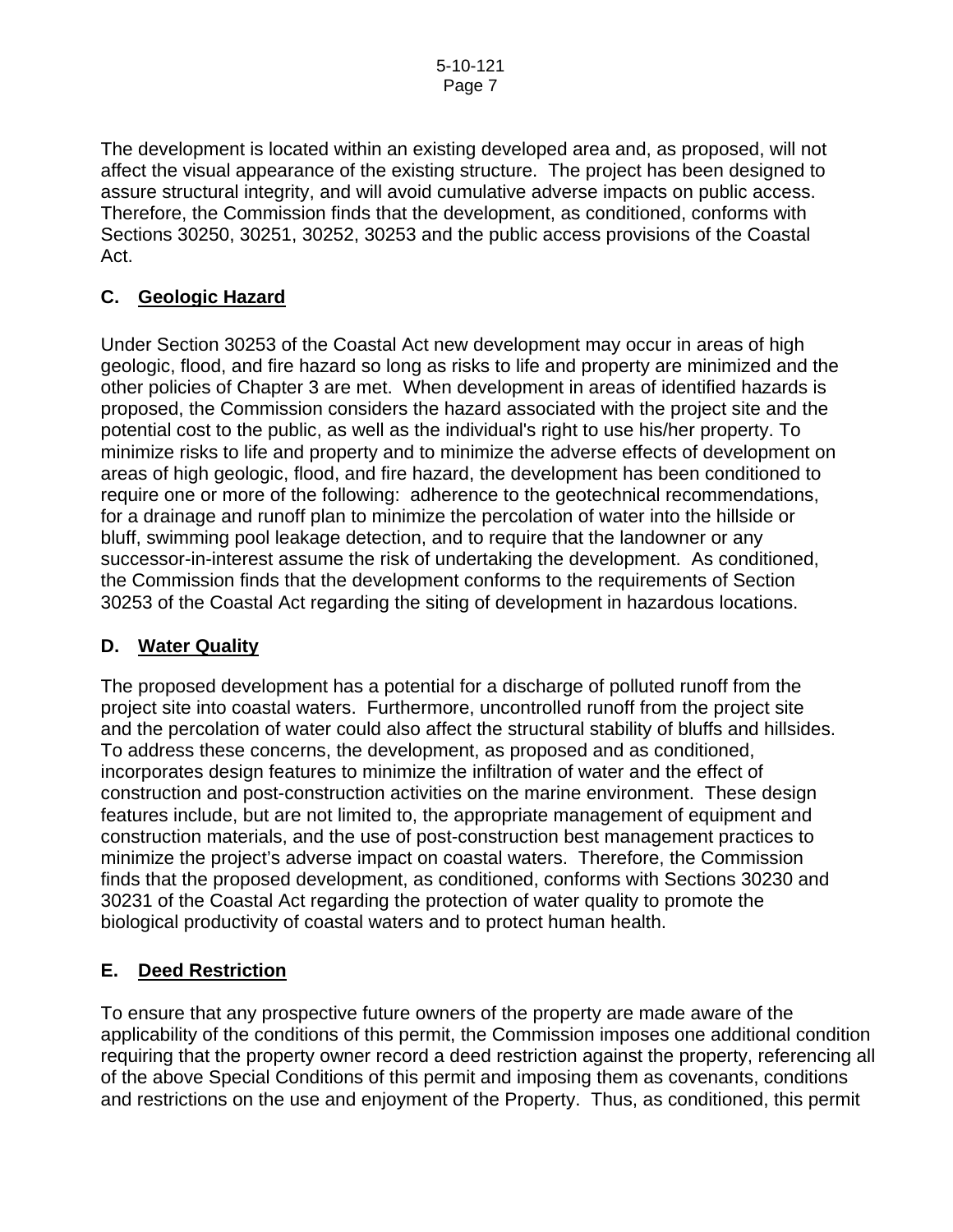The development is located within an existing developed area and, as proposed, will not affect the visual appearance of the existing structure. The project has been designed to assure structural integrity, and will avoid cumulative adverse impacts on public access. Therefore, the Commission finds that the development, as conditioned, conforms with Sections 30250, 30251, 30252, 30253 and the public access provisions of the Coastal Act.

## C. Geologic Hazard

Under Section 30253 of the Coastal Act new development may occur in areas of high geologic, flood, and fire hazard so long as risks to life and property are minimized and the other policies of Chapter 3 are met. When development in areas of identified hazards is proposed, the Commission considers the hazard associated with the project site and the potential cost to the public, as well as the individual's right to use his/her property. To minimize risks to life and property and to minimize the adverse effects of development on areas of high geologic, flood, and fire hazard, the development has been conditioned to require one or more of the following: adherence to the geotechnical recommendations, for a drainage and runoff plan to minimize the percolation of water into the hillside or bluff, swimming pool leakage detection, and to require that the landowner or any successor-in-interest assume the risk of undertaking the development. As conditioned, the Commission finds that the development conforms to the requirements of Section 30253 of the Coastal Act regarding the siting of development in hazardous locations.

## D. Water Quality

The proposed development has a potential for a discharge of polluted runoff from the project site into coastal waters. Furthermore, uncontrolled runoff from the project site and the percolation of water could also affect the structural stability of bluffs and hillsides. To address these concerns, the development, as proposed and as conditioned, incorporates design features to minimize the infiltration of water and the effect of construction and post-construction activities on the marine environment. These design features include, but are not limited to, the appropriate management of equipment and construction materials, and the use of post-construction best management practices to minimize the project's adverse impact on coastal waters. Therefore, the Commission finds that the proposed development, as conditioned, conforms with Sections 30230 and 30231 of the Coastal Act regarding the protection of water quality to promote the biological productivity of coastal waters and to protect human health.

## E. Deed Restriction

To ensure that any prospective future owners of the property are made aware of the applicability of the conditions of this permit, the Commission imposes one additional condition requiring that the property owner record a deed restriction against the property, referencing all of the above Special Conditions of this permit and imposing them as covenants, conditions and restrictions on the use and enjoyment of the Property. Thus, as conditioned, this permit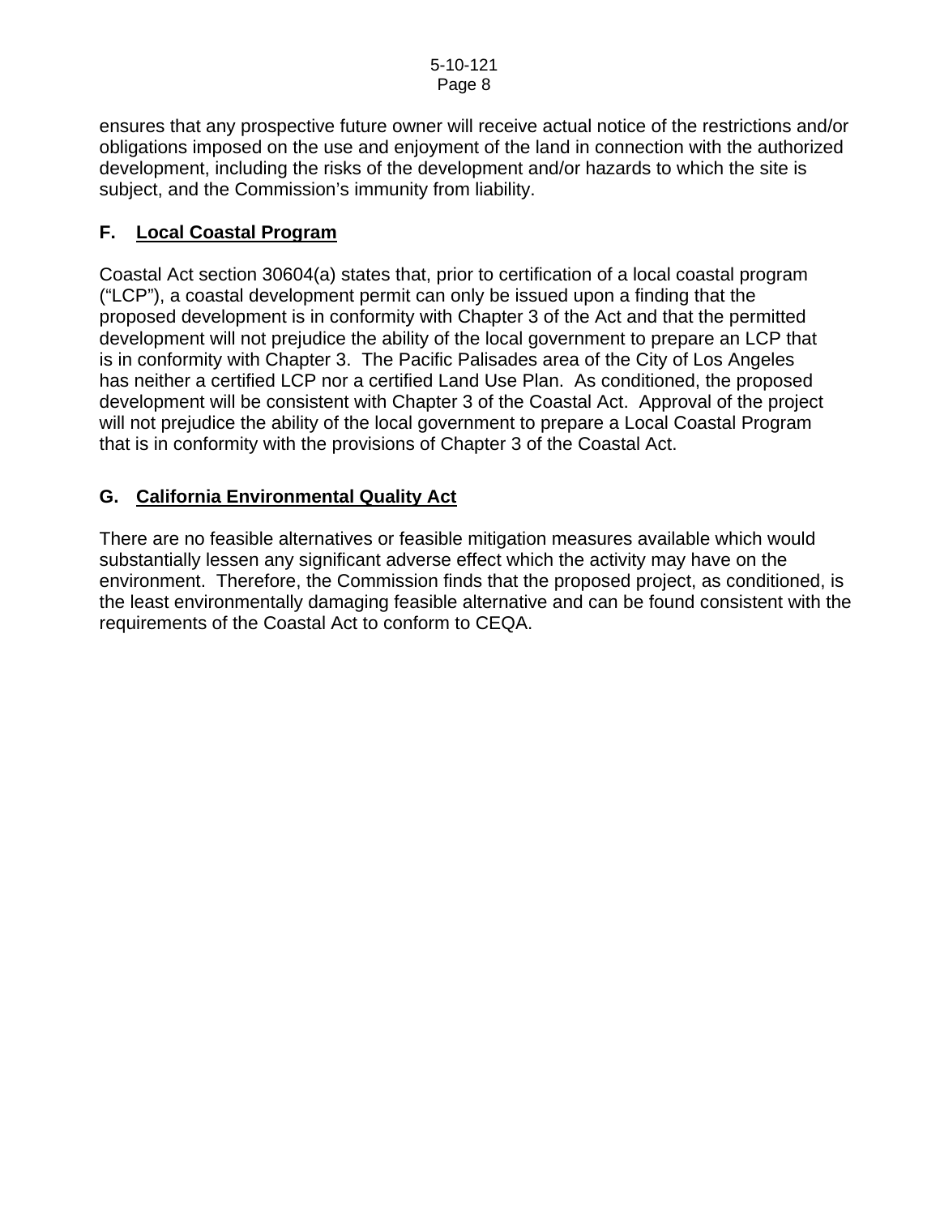ensures that any prospective future owner will receive actual notice of the restrictions and/or obligations imposed on the use and enjoyment of the land in connection with the authorized development, including the risks of the development and/or hazards to which the site is subject, and the Commission's immunity from liability.

### F. Local Coastal Program

Coastal Act section 30604(a) states that, prior to certification of a local coastal program ("LCP"), a coastal development permit can only be issued upon a finding that the proposed development is in conformity with Chapter 3 of the Act and that the permitted development will not prejudice the ability of the local government to prepare an LCP that is in conformity with Chapter 3. The Pacific Palisades area of the City of Los Angeles has neither a certified LCP nor a certified Land Use Plan. As conditioned, the proposed development will be consistent with Chapter 3 of the Coastal Act. Approval of the project will not prejudice the ability of the local government to prepare a Local Coastal Program that is in conformity with the provisions of Chapter 3 of the Coastal Act.

### G. California Environmental Quality Act

There are no feasible alternatives or feasible mitigation measures available which would substantially lessen any significant adverse effect which the activity may have on the environment. Therefore, the Commission finds that the proposed project, as conditioned, is the least environmentally damaging feasible alternative and can be found consistent with the requirements of the Coastal Act to conform to CEQA.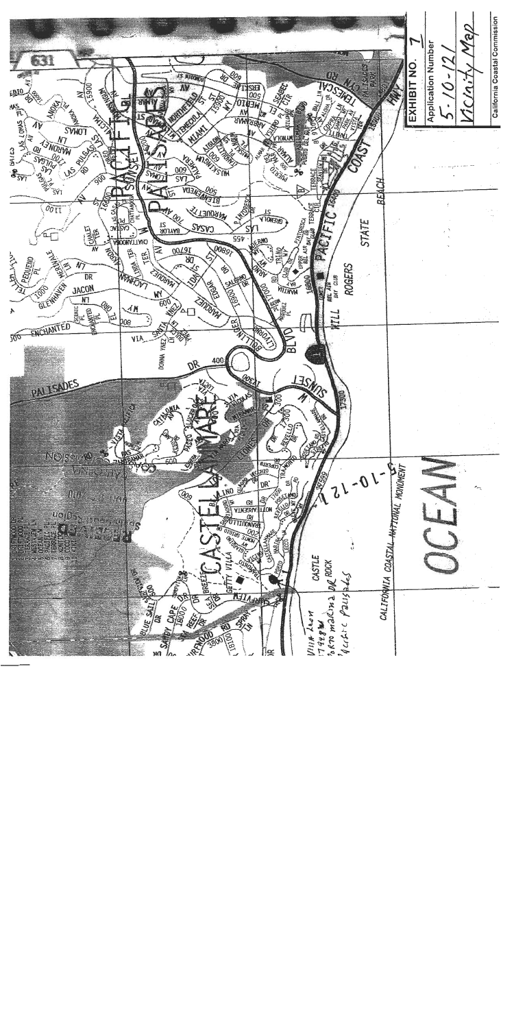EXHIBIT NO. 7

Application Number

5-10-121

Vicinity Map

California Coastal Commission

Villa Leon
17948 W
Porto Marina DR
Pacific Palisades

5-10-121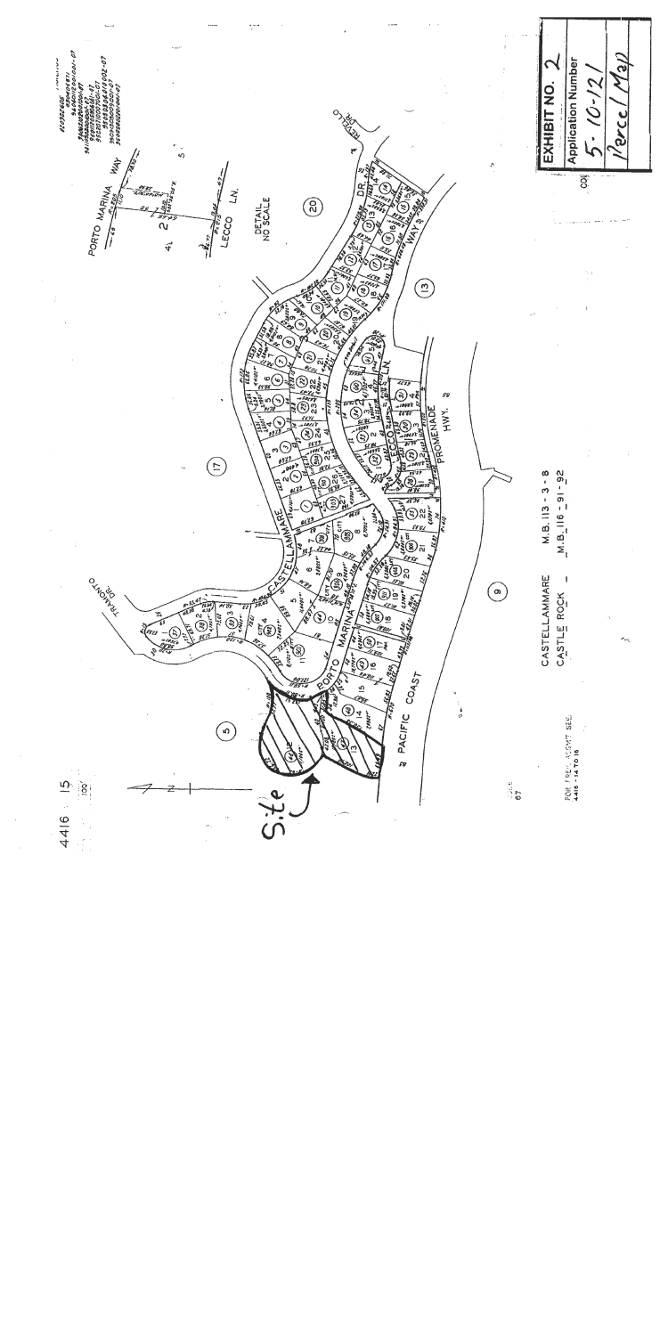4416 15

Site

CASTELLAMMARE M.B. 113 - 3 - 8

CASTLE ROCK - M.B. 116 - 91 - 92

FOR PREV. ASSMT. SEE: 4416 - 14 TO 16

PORTO MARINA WAY

LECCO LN.

DETAIL NO SCALE

CASTELLAMMARE

PORTO MARINA

PACIFIC COAST

PROMENADE HWY.

TRAMONTO DR.

**EXHIBIT NO. 2**

Application Number

5-10-121

Parcel Map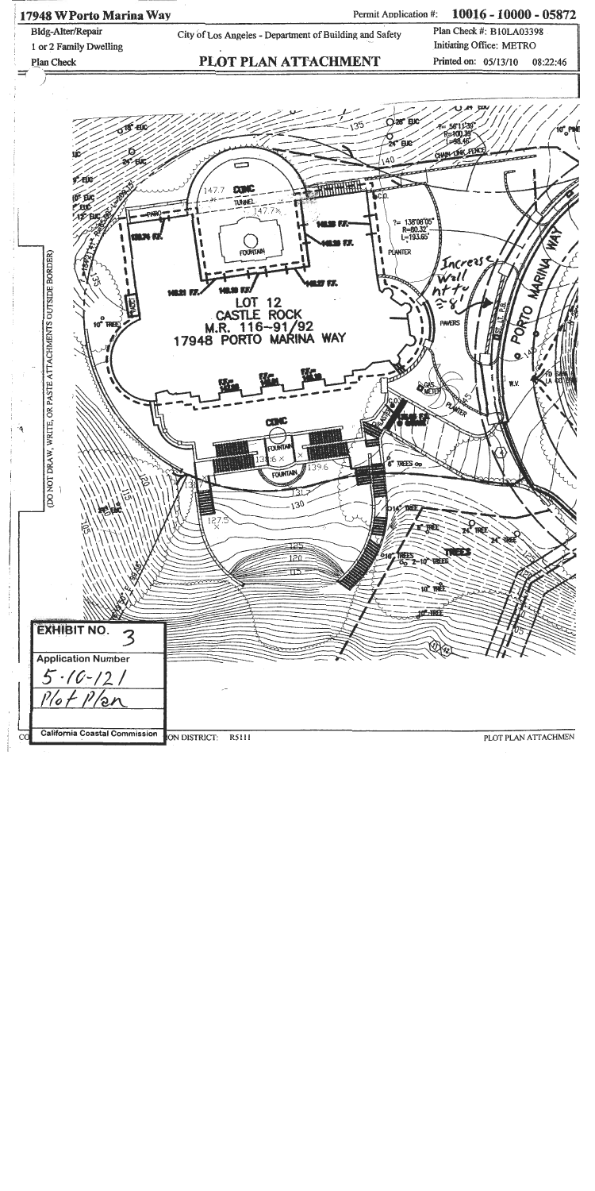17948 W Porto Marina Way

Bldg-Alter/Repair
1 or 2 Family Dwelling
Plan Check

City of Los Angeles - Department of Building and Safety

# PLOT PLAN ATTACHMENT

Permit Application #: **10016 - 10000 - 05872**

Plan Check #: B10LA03398
Initiating Office: METRO
Printed on: 05/13/10 08:22:46

(DO NOT DRAW, WRITE, OR PASTE ATTACHMENTS OUTSIDE BORDER)

LOT 12
CASTLE ROCK
M.R. 116-91/92
17948 PORTO MARINA WAY

PORTO MARINA WAY

Increase Wall ht to =8'

CONC
TUNNEL
FOUNTAIN
PLANTER
PAVERS
GAS METER
CONC
FOUNTAIN
FOUNTAIN

Δ= 138°08'05"
R=80.32'
L=193.65'

Δ= 58°11'39"
R=100.39'
L=98.46'

CHAIN-LINK FENCE

**EXHIBIT NO.** 3

**Application Number**
5-10-121
Plot Plan

**California Coastal Commission**

PLOT PLAN ATTACHMEN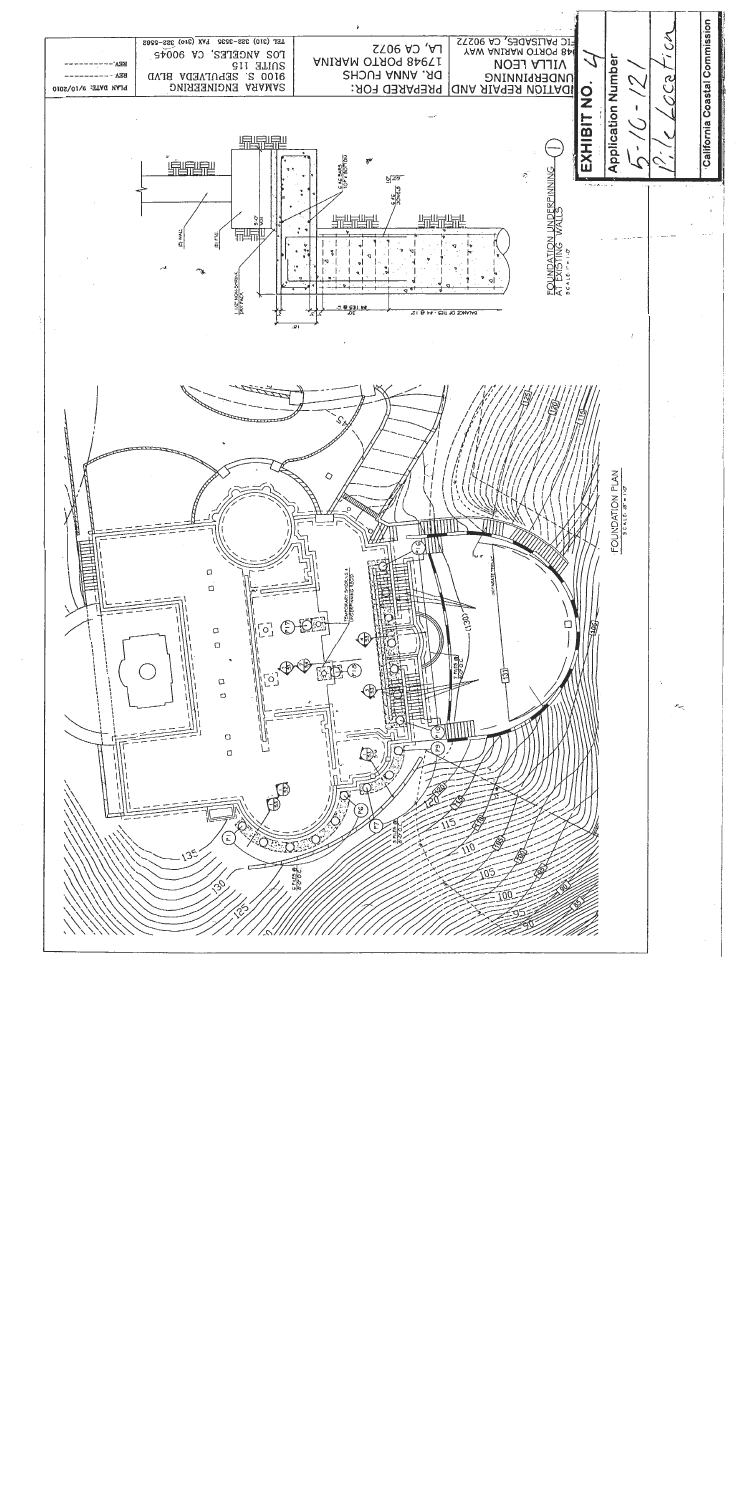**EXHIBIT NO.** 4

**Application Number**

5-10-121

Pile Location

**California Coastal Commission**

SAMARA ENGINEERING
9100 S. SEPULVEDA BLVD
SUITE 115
LOS ANGELES, CA 90045
TEL (310) 338-3536 FAX (310) 338-5568

PLAN DATE: 9/10/2010
REV.
REV.

PREPARED FOR:
DR. ANNA FUCHS
17948 PORTO MARINA
LA, CA 90272

FOUNDATION REPAIR AND UNDERPINNING
VILLA LEON
17948 PORTO MARINA WAY
PACIFIC PALISADES, CA 90272

FOUNDATION UNDERPINNING AT EXISTING WALLS

SCALE: 1/2" = 1'-0"

FOUNDATION PLAN

SCALE: 1/8" = 1'-0"